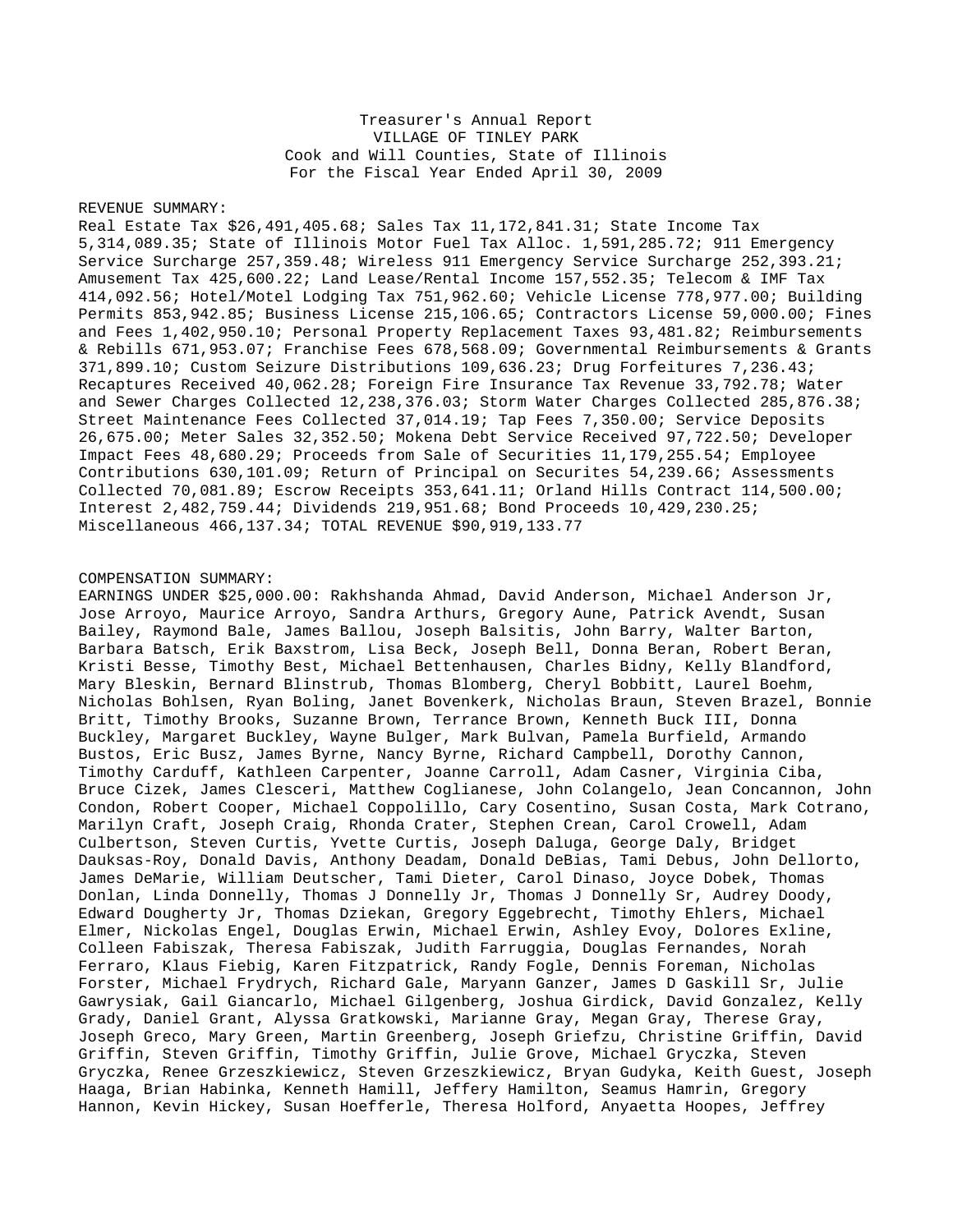Treasurer's Annual Report
VILLAGE OF TINLEY PARK
Cook and Will Counties, State of Illinois
For the Fiscal Year Ended April 30, 2009

REVENUE SUMMARY:
Real Estate Tax $26,491,405.68; Sales Tax 11,172,841.31; State Income Tax 5,314,089.35; State of Illinois Motor Fuel Tax Alloc. 1,591,285.72; 911 Emergency Service Surcharge 257,359.48; Wireless 911 Emergency Service Surcharge 252,393.21; Amusement Tax 425,600.22; Land Lease/Rental Income 157,552.35; Telecom & IMF Tax 414,092.56; Hotel/Motel Lodging Tax 751,962.60; Vehicle License 778,977.00; Building Permits 853,942.85; Business License 215,106.65; Contractors License 59,000.00; Fines and Fees 1,402,950.10; Personal Property Replacement Taxes 93,481.82; Reimbursements & Rebills 671,953.07; Franchise Fees 678,568.09; Governmental Reimbursements & Grants 371,899.10; Custom Seizure Distributions 109,636.23; Drug Forfeitures 7,236.43; Recaptures Received 40,062.28; Foreign Fire Insurance Tax Revenue 33,792.78; Water and Sewer Charges Collected 12,238,376.03; Storm Water Charges Collected 285,876.38; Street Maintenance Fees Collected 37,014.19; Tap Fees 7,350.00; Service Deposits 26,675.00; Meter Sales 32,352.50; Mokena Debt Service Received 97,722.50; Developer Impact Fees 48,680.29; Proceeds from Sale of Securities 11,179,255.54; Employee Contributions 630,101.09; Return of Principal on Securites 54,239.66; Assessments Collected 70,081.89; Escrow Receipts 353,641.11; Orland Hills Contract 114,500.00; Interest 2,482,759.44; Dividends 219,951.68; Bond Proceeds 10,429,230.25; Miscellaneous 466,137.34; TOTAL REVENUE $90,919,133.77

COMPENSATION SUMMARY:
EARNINGS UNDER $25,000.00: Rakhshanda Ahmad, David Anderson, Michael Anderson Jr, Jose Arroyo, Maurice Arroyo, Sandra Arthurs, Gregory Aune, Patrick Avendt, Susan Bailey, Raymond Bale, James Ballou, Joseph Balsitis, John Barry, Walter Barton, Barbara Batsch, Erik Baxstrom, Lisa Beck, Joseph Bell, Donna Beran, Robert Beran, Kristi Besse, Timothy Best, Michael Bettenhausen, Charles Bidny, Kelly Blandford, Mary Bleskin, Bernard Blinstrub, Thomas Blomberg, Cheryl Bobbitt, Laurel Boehm, Nicholas Bohlsen, Ryan Boling, Janet Bovenkerk, Nicholas Braun, Steven Brazel, Bonnie Britt, Timothy Brooks, Suzanne Brown, Terrance Brown, Kenneth Buck III, Donna Buckley, Margaret Buckley, Wayne Bulger, Mark Bulvan, Pamela Burfield, Armando Bustos, Eric Busz, James Byrne, Nancy Byrne, Richard Campbell, Dorothy Cannon, Timothy Carduff, Kathleen Carpenter, Joanne Carroll, Adam Casner, Virginia Ciba, Bruce Cizek, James Clesceri, Matthew Coglianese, John Colangelo, Jean Concannon, John Condon, Robert Cooper, Michael Coppolillo, Cary Cosentino, Susan Costa, Mark Cotrano, Marilyn Craft, Joseph Craig, Rhonda Crater, Stephen Crean, Carol Crowell, Adam Culbertson, Steven Curtis, Yvette Curtis, Joseph Daluga, George Daly, Bridget Dauksas-Roy, Donald Davis, Anthony Deadam, Donald DeBias, Tami Debus, John Dellorto, James DeMarie, William Deutscher, Tami Dieter, Carol Dinaso, Joyce Dobek, Thomas Donlan, Linda Donnelly, Thomas J Donnelly Jr, Thomas J Donnelly Sr, Audrey Doody, Edward Dougherty Jr, Thomas Dziekan, Gregory Eggebrecht, Timothy Ehlers, Michael Elmer, Nickolas Engel, Douglas Erwin, Michael Erwin, Ashley Evoy, Dolores Exline, Colleen Fabiszak, Theresa Fabiszak, Judith Farruggia, Douglas Fernandes, Norah Ferraro, Klaus Fiebig, Karen Fitzpatrick, Randy Fogle, Dennis Foreman, Nicholas Forster, Michael Frydrych, Richard Gale, Maryann Ganzer, James D Gaskill Sr, Julie Gawrysiak, Gail Giancarlo, Michael Gilgenberg, Joshua Girdick, David Gonzalez, Kelly Grady, Daniel Grant, Alyssa Gratkowski, Marianne Gray, Megan Gray, Therese Gray, Joseph Greco, Mary Green, Martin Greenberg, Joseph Griefzu, Christine Griffin, David Griffin, Steven Griffin, Timothy Griffin, Julie Grove, Michael Gryczka, Steven Gryczka, Renee Grzeszkiewicz, Steven Grzeszkiewicz, Bryan Gudyka, Keith Guest, Joseph Haaga, Brian Habinka, Kenneth Hamill, Jeffery Hamilton, Seamus Hamrin, Gregory Hannon, Kevin Hickey, Susan Hoefferle, Theresa Holford, Anyaetta Hoopes, Jeffrey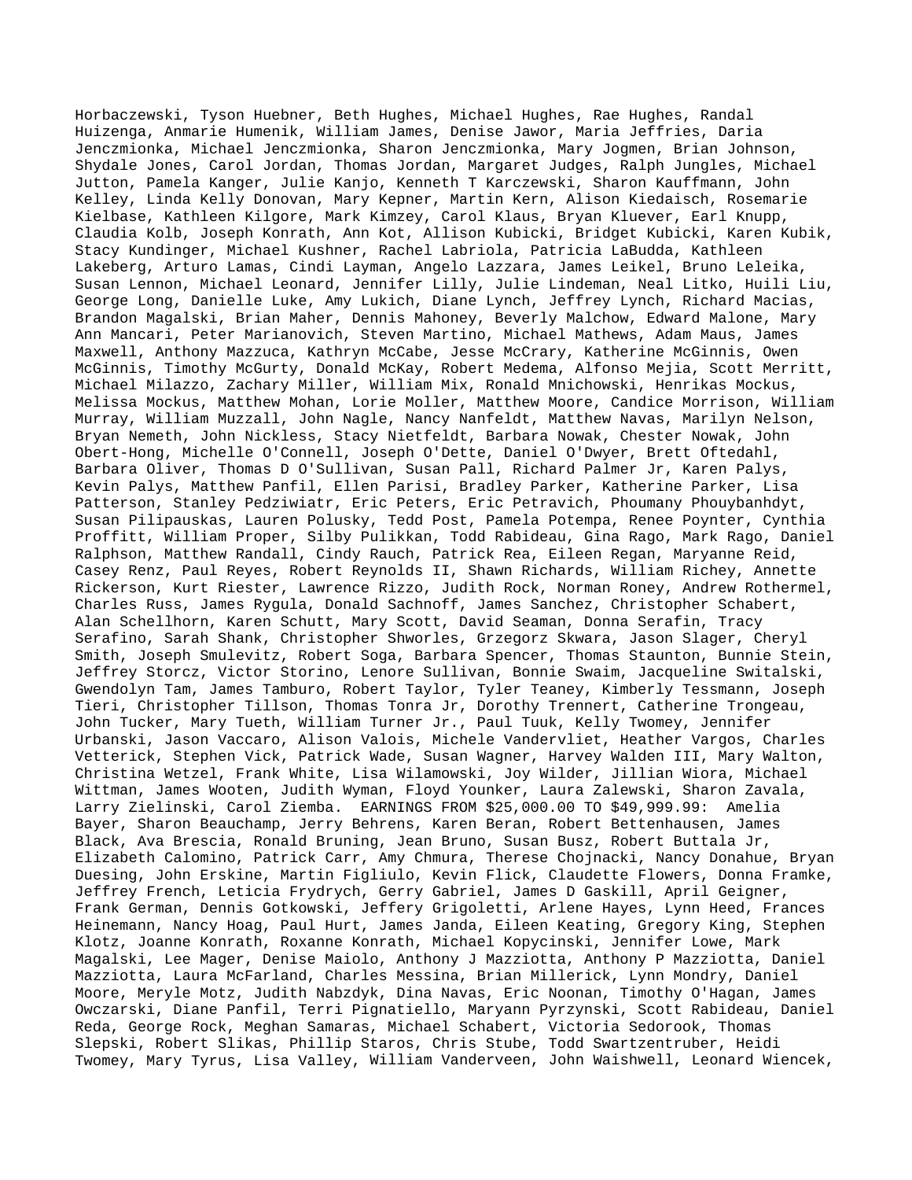Horbaczewski, Tyson Huebner, Beth Hughes, Michael Hughes, Rae Hughes, Randal Huizenga, Anmarie Humenik, William James, Denise Jawor, Maria Jeffries, Daria Jenczmionka, Michael Jenczmionka, Sharon Jenczmionka, Mary Jogmen, Brian Johnson, Shydale Jones, Carol Jordan, Thomas Jordan, Margaret Judges, Ralph Jungles, Michael Jutton, Pamela Kanger, Julie Kanjo, Kenneth T Karczewski, Sharon Kauffmann, John Kelley, Linda Kelly Donovan, Mary Kepner, Martin Kern, Alison Kiedaisch, Rosemarie Kielbase, Kathleen Kilgore, Mark Kimzey, Carol Klaus, Bryan Kluever, Earl Knupp, Claudia Kolb, Joseph Konrath, Ann Kot, Allison Kubicki, Bridget Kubicki, Karen Kubik, Stacy Kundinger, Michael Kushner, Rachel Labriola, Patricia LaBudda, Kathleen Lakeberg, Arturo Lamas, Cindi Layman, Angelo Lazzara, James Leikel, Bruno Leleika, Susan Lennon, Michael Leonard, Jennifer Lilly, Julie Lindeman, Neal Litko, Huili Liu, George Long, Danielle Luke, Amy Lukich, Diane Lynch, Jeffrey Lynch, Richard Macias, Brandon Magalski, Brian Maher, Dennis Mahoney, Beverly Malchow, Edward Malone, Mary Ann Mancari, Peter Marianovich, Steven Martino, Michael Mathews, Adam Maus, James Maxwell, Anthony Mazzuca, Kathryn McCabe, Jesse McCrary, Katherine McGinnis, Owen McGinnis, Timothy McGurty, Donald McKay, Robert Medema, Alfonso Mejia, Scott Merritt, Michael Milazzo, Zachary Miller, William Mix, Ronald Mnichowski, Henrikas Mockus, Melissa Mockus, Matthew Mohan, Lorie Moller, Matthew Moore, Candice Morrison, William Murray, William Muzzall, John Nagle, Nancy Nanfeldt, Matthew Navas, Marilyn Nelson, Bryan Nemeth, John Nickless, Stacy Nietfeldt, Barbara Nowak, Chester Nowak, John Obert-Hong, Michelle O'Connell, Joseph O'Dette, Daniel O'Dwyer, Brett Oftedahl, Barbara Oliver, Thomas D O'Sullivan, Susan Pall, Richard Palmer Jr, Karen Palys, Kevin Palys, Matthew Panfil, Ellen Parisi, Bradley Parker, Katherine Parker, Lisa Patterson, Stanley Pedziwiatr, Eric Peters, Eric Petravich, Phoumany Phouybanhdyt, Susan Pilipauskas, Lauren Polusky, Tedd Post, Pamela Potempa, Renee Poynter, Cynthia Proffitt, William Proper, Silby Pulikkan, Todd Rabideau, Gina Rago, Mark Rago, Daniel Ralphson, Matthew Randall, Cindy Rauch, Patrick Rea, Eileen Regan, Maryanne Reid, Casey Renz, Paul Reyes, Robert Reynolds II, Shawn Richards, William Richey, Annette Rickerson, Kurt Riester, Lawrence Rizzo, Judith Rock, Norman Roney, Andrew Rothermel, Charles Russ, James Rygula, Donald Sachnoff, James Sanchez, Christopher Schabert, Alan Schellhorn, Karen Schutt, Mary Scott, David Seaman, Donna Serafin, Tracy Serafino, Sarah Shank, Christopher Shworles, Grzegorz Skwara, Jason Slager, Cheryl Smith, Joseph Smulevitz, Robert Soga, Barbara Spencer, Thomas Staunton, Bunnie Stein, Jeffrey Storcz, Victor Storino, Lenore Sullivan, Bonnie Swaim, Jacqueline Switalski, Gwendolyn Tam, James Tamburo, Robert Taylor, Tyler Teaney, Kimberly Tessmann, Joseph Tieri, Christopher Tillson, Thomas Tonra Jr, Dorothy Trennert, Catherine Trongeau, John Tucker, Mary Tueth, William Turner Jr., Paul Tuuk, Kelly Twomey, Jennifer Urbanski, Jason Vaccaro, Alison Valois, Michele Vandervliet, Heather Vargos, Charles Vetterick, Stephen Vick, Patrick Wade, Susan Wagner, Harvey Walden III, Mary Walton, Christina Wetzel, Frank White, Lisa Wilamowski, Joy Wilder, Jillian Wiora, Michael Wittman, James Wooten, Judith Wyman, Floyd Younker, Laura Zalewski, Sharon Zavala, Larry Zielinski, Carol Ziemba. EARNINGS FROM $25,000.00 TO $49,999.99: Amelia Bayer, Sharon Beauchamp, Jerry Behrens, Karen Beran, Robert Bettenhausen, James Black, Ava Brescia, Ronald Bruning, Jean Bruno, Susan Busz, Robert Buttala Jr, Elizabeth Calomino, Patrick Carr, Amy Chmura, Therese Chojnacki, Nancy Donahue, Bryan Duesing, John Erskine, Martin Figliulo, Kevin Flick, Claudette Flowers, Donna Framke, Jeffrey French, Leticia Frydrych, Gerry Gabriel, James D Gaskill, April Geigner, Frank German, Dennis Gotkowski, Jeffery Grigoletti, Arlene Hayes, Lynn Heed, Frances Heinemann, Nancy Hoag, Paul Hurt, James Janda, Eileen Keating, Gregory King, Stephen Klotz, Joanne Konrath, Roxanne Konrath, Michael Kopycinski, Jennifer Lowe, Mark Magalski, Lee Mager, Denise Maiolo, Anthony J Mazziotta, Anthony P Mazziotta, Daniel Mazziotta, Laura McFarland, Charles Messina, Brian Millerick, Lynn Mondry, Daniel Moore, Meryle Motz, Judith Nabzdyk, Dina Navas, Eric Noonan, Timothy O'Hagan, James Owczarski, Diane Panfil, Terri Pignatiello, Maryann Pyrzynski, Scott Rabideau, Daniel Reda, George Rock, Meghan Samaras, Michael Schabert, Victoria Sedorook, Thomas Slepski, Robert Slikas, Phillip Staros, Chris Stube, Todd Swartzentruber, Heidi Twomey, Mary Tyrus, Lisa Valley, William Vanderveen, John Waishwell, Leonard Wiencek,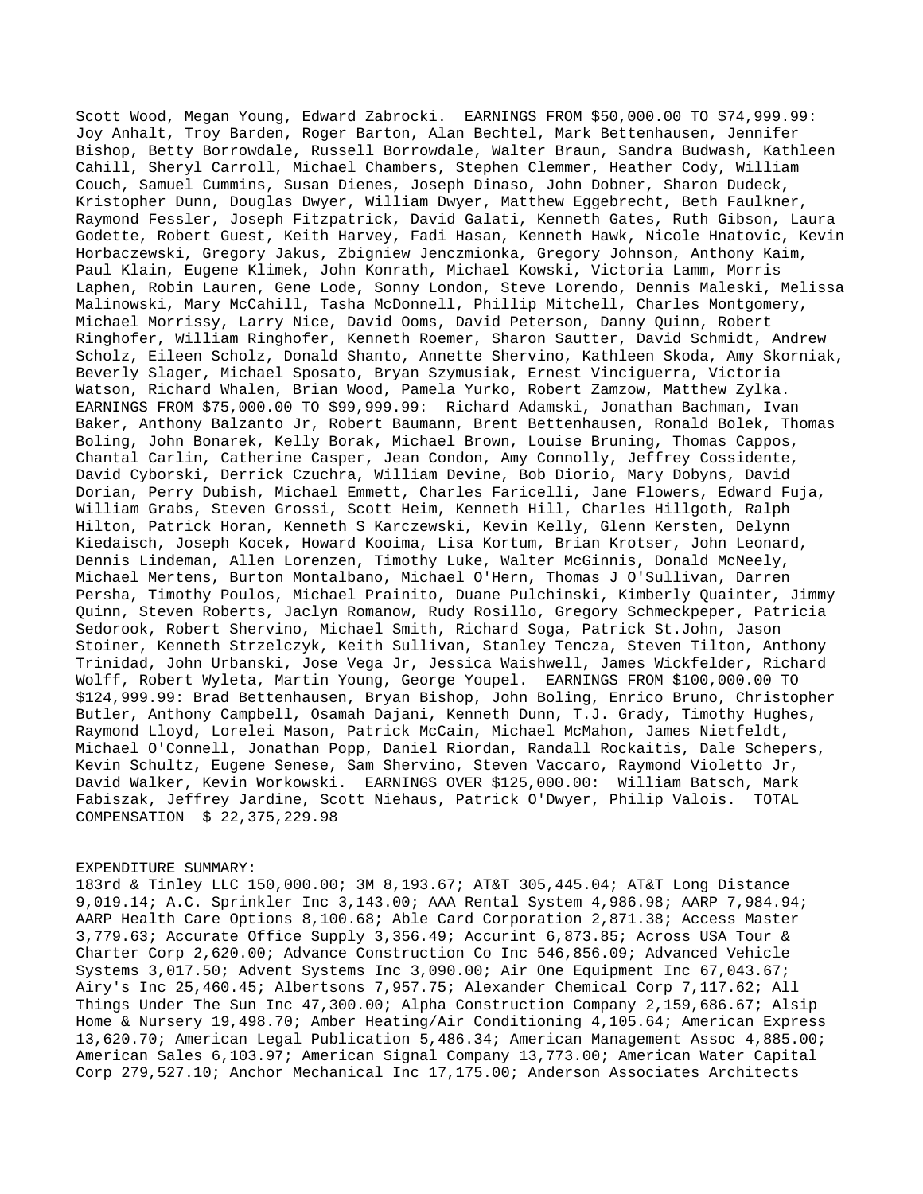Scott Wood, Megan Young, Edward Zabrocki. EARNINGS FROM $50,000.00 TO $74,999.99: Joy Anhalt, Troy Barden, Roger Barton, Alan Bechtel, Mark Bettenhausen, Jennifer Bishop, Betty Borrowdale, Russell Borrowdale, Walter Braun, Sandra Budwash, Kathleen Cahill, Sheryl Carroll, Michael Chambers, Stephen Clemmer, Heather Cody, William Couch, Samuel Cummins, Susan Dienes, Joseph Dinaso, John Dobner, Sharon Dudeck, Kristopher Dunn, Douglas Dwyer, William Dwyer, Matthew Eggebrecht, Beth Faulkner, Raymond Fessler, Joseph Fitzpatrick, David Galati, Kenneth Gates, Ruth Gibson, Laura Godette, Robert Guest, Keith Harvey, Fadi Hasan, Kenneth Hawk, Nicole Hnatovic, Kevin Horbaczewski, Gregory Jakus, Zbigniew Jenczmionka, Gregory Johnson, Anthony Kaim, Paul Klain, Eugene Klimek, John Konrath, Michael Kowski, Victoria Lamm, Morris Laphen, Robin Lauren, Gene Lode, Sonny London, Steve Lorendo, Dennis Maleski, Melissa Malinowski, Mary McCahill, Tasha McDonnell, Phillip Mitchell, Charles Montgomery, Michael Morrissy, Larry Nice, David Ooms, David Peterson, Danny Quinn, Robert Ringhofer, William Ringhofer, Kenneth Roemer, Sharon Sautter, David Schmidt, Andrew Scholz, Eileen Scholz, Donald Shanto, Annette Shervino, Kathleen Skoda, Amy Skorniak, Beverly Slager, Michael Sposato, Bryan Szymusiak, Ernest Vinciguerra, Victoria Watson, Richard Whalen, Brian Wood, Pamela Yurko, Robert Zamzow, Matthew Zylka. EARNINGS FROM $75,000.00 TO $99,999.99: Richard Adamski, Jonathan Bachman, Ivan Baker, Anthony Balzanto Jr, Robert Baumann, Brent Bettenhausen, Ronald Bolek, Thomas Boling, John Bonarek, Kelly Borak, Michael Brown, Louise Bruning, Thomas Cappos, Chantal Carlin, Catherine Casper, Jean Condon, Amy Connolly, Jeffrey Cossidente, David Cyborski, Derrick Czuchra, William Devine, Bob Diorio, Mary Dobyns, David Dorian, Perry Dubish, Michael Emmett, Charles Faricelli, Jane Flowers, Edward Fuja, William Grabs, Steven Grossi, Scott Heim, Kenneth Hill, Charles Hillgoth, Ralph Hilton, Patrick Horan, Kenneth S Karczewski, Kevin Kelly, Glenn Kersten, Delynn Kiedaisch, Joseph Kocek, Howard Kooima, Lisa Kortum, Brian Krotser, John Leonard, Dennis Lindeman, Allen Lorenzen, Timothy Luke, Walter McGinnis, Donald McNeely, Michael Mertens, Burton Montalbano, Michael O'Hern, Thomas J O'Sullivan, Darren Persha, Timothy Poulos, Michael Prainito, Duane Pulchinski, Kimberly Quainter, Jimmy Quinn, Steven Roberts, Jaclyn Romanow, Rudy Rosillo, Gregory Schmeckpeper, Patricia Sedorook, Robert Shervino, Michael Smith, Richard Soga, Patrick St.John, Jason Stoiner, Kenneth Strzelczyk, Keith Sullivan, Stanley Tencza, Steven Tilton, Anthony Trinidad, John Urbanski, Jose Vega Jr, Jessica Waishwell, James Wickfelder, Richard Wolff, Robert Wyleta, Martin Young, George Youpel. EARNINGS FROM $100,000.00 TO $124,999.99: Brad Bettenhausen, Bryan Bishop, John Boling, Enrico Bruno, Christopher Butler, Anthony Campbell, Osamah Dajani, Kenneth Dunn, T.J. Grady, Timothy Hughes, Raymond Lloyd, Lorelei Mason, Patrick McCain, Michael McMahon, James Nietfeldt, Michael O'Connell, Jonathan Popp, Daniel Riordan, Randall Rockaitis, Dale Schepers, Kevin Schultz, Eugene Senese, Sam Shervino, Steven Vaccaro, Raymond Violetto Jr, David Walker, Kevin Workowski. EARNINGS OVER $125,000.00: William Batsch, Mark Fabiszak, Jeffrey Jardine, Scott Niehaus, Patrick O'Dwyer, Philip Valois. TOTAL COMPENSATION $ 22,375,229.98

EXPENDITURE SUMMARY:
183rd & Tinley LLC 150,000.00; 3M 8,193.67; AT&T 305,445.04; AT&T Long Distance 9,019.14; A.C. Sprinkler Inc 3,143.00; AAA Rental System 4,986.98; AARP 7,984.94; AARP Health Care Options 8,100.68; Able Card Corporation 2,871.38; Access Master 3,779.63; Accurate Office Supply 3,356.49; Accurint 6,873.85; Across USA Tour & Charter Corp 2,620.00; Advance Construction Co Inc 546,856.09; Advanced Vehicle Systems 3,017.50; Advent Systems Inc 3,090.00; Air One Equipment Inc 67,043.67; Airy's Inc 25,460.45; Albertsons 7,957.75; Alexander Chemical Corp 7,117.62; All Things Under The Sun Inc 47,300.00; Alpha Construction Company 2,159,686.67; Alsip Home & Nursery 19,498.70; Amber Heating/Air Conditioning 4,105.64; American Express 13,620.70; American Legal Publication 5,486.34; American Management Assoc 4,885.00; American Sales 6,103.97; American Signal Company 13,773.00; American Water Capital Corp 279,527.10; Anchor Mechanical Inc 17,175.00; Anderson Associates Architects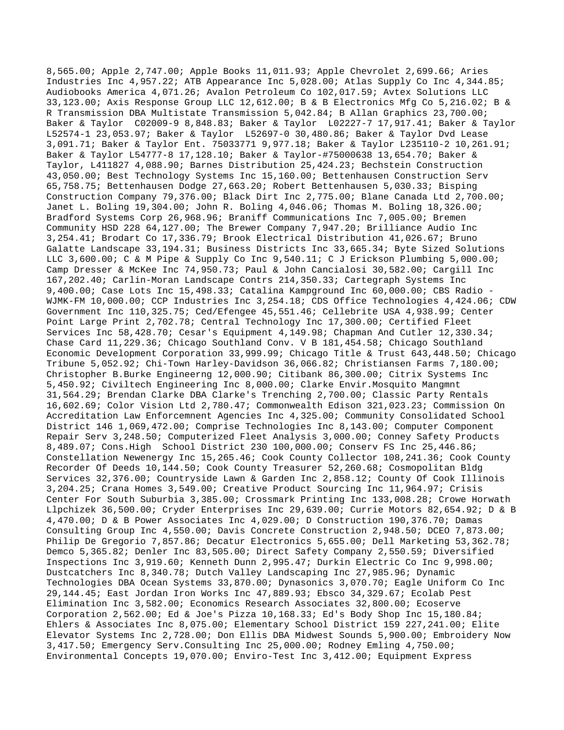8,565.00; Apple 2,747.00; Apple Books 11,011.93; Apple Chevrolet 2,699.66; Aries Industries Inc 4,957.22; ATB Appearance Inc 5,028.00; Atlas Supply Co Inc 4,344.85; Audiobooks America 4,071.26; Avalon Petroleum Co 102,017.59; Avtex Solutions LLC 33,123.00; Axis Response Group LLC 12,612.00; B & B Electronics Mfg Co 5,216.02; B & R Transmission DBA Multistate Transmission 5,042.84; B Allan Graphics 23,700.00; Baker & Taylor C02009-9 8,848.83; Baker & Taylor L02227-7 17,917.41; Baker & Taylor L52574-1 23,053.97; Baker & Taylor L52697-0 30,480.86; Baker & Taylor Dvd Lease 3,091.71; Baker & Taylor Ent. 75033771 9,977.18; Baker & Taylor L235110-2 10,261.91; Baker & Taylor L54777-8 17,128.10; Baker & Taylor-#75000638 13,654.70; Baker & Taylor, L411827 4,088.90; Barnes Distribution 25,424.23; Bechstein Construction 43,050.00; Best Technology Systems Inc 15,160.00; Bettenhausen Construction Serv 65,758.75; Bettenhausen Dodge 27,663.20; Robert Bettenhausen 5,030.33; Bisping Construction Company 79,376.00; Black Dirt Inc 2,775.00; Blane Canada Ltd 2,700.00; Janet L. Boling 19,304.00; John R. Boling 4,046.06; Thomas M. Boling 18,326.00; Bradford Systems Corp 26,968.96; Braniff Communications Inc 7,005.00; Bremen Community HSD 228 64,127.00; The Brewer Company 7,947.20; Brilliance Audio Inc 3,254.41; Brodart Co 17,336.79; Brook Electrical Distribution 41,026.67; Bruno Galatte Landscape 33,194.31; Business Districts Inc 33,665.34; Byte Sized Solutions LLC 3,600.00; C & M Pipe & Supply Co Inc 9,540.11; C J Erickson Plumbing 5,000.00; Camp Dresser & McKee Inc 74,950.73; Paul & John Cancialosi 30,582.00; Cargill Inc 167,202.40; Carlin-Moran Landscape Contrs 214,350.33; Cartegraph Systems Inc 9,400.00; Case Lots Inc 15,498.33; Catalina Kampground Inc 60,000.00; CBS Radio - WJMK-FM 10,000.00; CCP Industries Inc 3,254.18; CDS Office Technologies 4,424.06; CDW Government Inc 110,325.75; Ced/Efengee 45,551.46; Cellebrite USA 4,938.99; Center Point Large Print 2,702.78; Central Technology Inc 17,300.00; Certified Fleet Services Inc 58,428.70; Cesar's Equipment 4,149.98; Chapman And Cutler 12,330.34; Chase Card 11,229.36; Chicago Southland Conv. V B 181,454.58; Chicago Southland Economic Development Corporation 33,999.99; Chicago Title & Trust 643,448.50; Chicago Tribune 5,052.92; Chi-Town Harley-Davidson 36,066.82; Christiansen Farms 7,180.00; Christopher B.Burke Engineerng 12,000.90; Citibank 86,300.00; Citrix Systems Inc 5,450.92; Civiltech Engineering Inc 8,000.00; Clarke Envir.Mosquito Mangmnt 31,564.29; Brendan Clarke DBA Clarke's Trenching 2,700.00; Classic Party Rentals 16,602.69; Color Vision Ltd 2,780.47; Commonwealth Edison 321,023.23; Commission On Accreditation Law Enforcemnent Agencies Inc 4,325.00; Community Consolidated School District 146 1,069,472.00; Comprise Technologies Inc 8,143.00; Computer Component Repair Serv 3,248.50; Computerized Fleet Analysis 3,000.00; Conney Safety Products 8,489.07; Cons.High School District 230 100,000.00; Conserv FS Inc 25,446.86; Constellation Newenergy Inc 15,265.46; Cook County Collector 108,241.36; Cook County Recorder Of Deeds 10,144.50; Cook County Treasurer 52,260.68; Cosmopolitan Bldg Services 32,376.00; Countryside Lawn & Garden Inc 2,858.12; County Of Cook Illinois 3,204.25; Crana Homes 3,549.00; Creative Product Sourcing Inc 11,964.97; Crisis Center For South Suburbia 3,385.00; Crossmark Printing Inc 133,008.28; Crowe Horwath Llpchizek 36,500.00; Cryder Enterprises Inc 29,639.00; Currie Motors 82,654.92; D & B 4,470.00; D & B Power Associates Inc 4,029.00; D Construction 190,376.70; Damas Consulting Group Inc 4,550.00; Davis Concrete Construction 2,948.50; DCEO 7,873.00; Philip De Gregorio 7,857.86; Decatur Electronics 5,655.00; Dell Marketing 53,362.78; Demco 5,365.82; Denler Inc 83,505.00; Direct Safety Company 2,550.59; Diversified Inspections Inc 3,919.60; Kenneth Dunn 2,995.47; Durkin Electric Co Inc 9,998.00; Dustcatchers Inc 8,340.78; Dutch Valley Landscaping Inc 27,985.96; Dynamic Technologies DBA Ocean Systems 33,870.00; Dynasonics 3,070.70; Eagle Uniform Co Inc 29,144.45; East Jordan Iron Works Inc 47,889.93; Ebsco 34,329.67; Ecolab Pest Elimination Inc 3,582.00; Economics Research Associates 32,800.00; Ecoserve Corporation 2,562.00; Ed & Joe's Pizza 10,168.33; Ed's Body Shop Inc 15,180.84; Ehlers & Associates Inc 8,075.00; Elementary School District 159 227,241.00; Elite Elevator Systems Inc 2,728.00; Don Ellis DBA Midwest Sounds 5,900.00; Embroidery Now 3,417.50; Emergency Serv.Consulting Inc 25,000.00; Rodney Emling 4,750.00; Environmental Concepts 19,070.00; Enviro-Test Inc 3,412.00; Equipment Express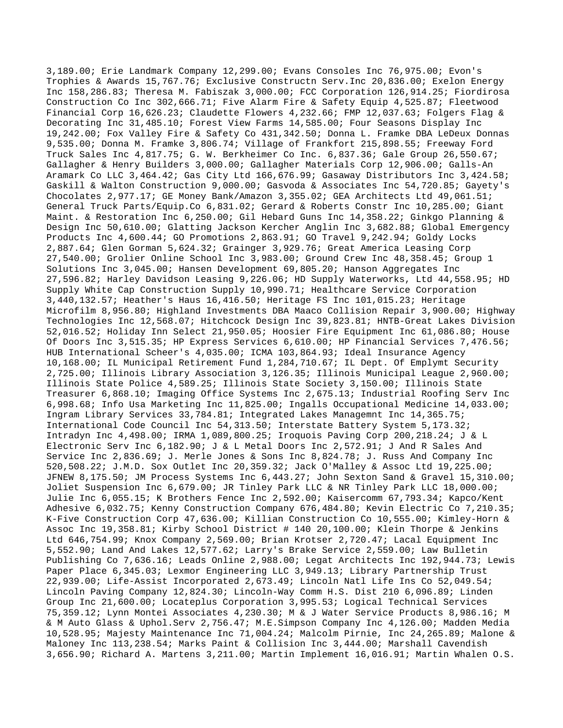3,189.00; Erie Landmark Company 12,299.00; Evans Consoles Inc 76,975.00; Evon's Trophies & Awards 15,767.76; Exclusive Constructn Serv.Inc 20,836.00; Exelon Energy Inc 158,286.83; Theresa M. Fabiszak 3,000.00; FCC Corporation 126,914.25; Fiordirosa Construction Co Inc 302,666.71; Five Alarm Fire & Safety Equip 4,525.87; Fleetwood Financial Corp 16,626.23; Claudette Flowers 4,232.66; FMP 12,037.63; Folgers Flag & Decorating Inc 31,485.10; Forest View Farms 14,585.00; Four Seasons Display Inc 19,242.00; Fox Valley Fire & Safety Co 431,342.50; Donna L. Framke DBA LeDeux Donnas 9,535.00; Donna M. Framke 3,806.74; Village of Frankfort 215,898.55; Freeway Ford Truck Sales Inc 4,817.75; G. W. Berkheimer Co Inc. 6,837.36; Gale Group 26,550.67; Gallagher & Henry Builders 3,000.00; Gallagher Materials Corp 12,906.00; Galls-An Aramark Co LLC 3,464.42; Gas City Ltd 166,676.99; Gasaway Distributors Inc 3,424.58; Gaskill & Walton Construction 9,000.00; Gasvoda & Associates Inc 54,720.85; Gayety's Chocolates 2,977.17; GE Money Bank/Amazon 3,355.02; GEA Architects Ltd 49,061.51; General Truck Parts/Equip.Co 6,831.02; Gerard & Roberts Constr Inc 10,285.00; Giant Maint. & Restoration Inc 6,250.00; Gil Hebard Guns Inc 14,358.22; Ginkgo Planning & Design Inc 50,610.00; Glatting Jackson Kercher Anglin Inc 3,682.88; Global Emergency Products Inc 4,600.44; GO Promotions 2,863.91; GO Travel 9,242.94; Goldy Locks 2,887.64; Glen Gorman 5,624.32; Grainger 3,929.76; Great America Leasing Corp 27,540.00; Grolier Online School Inc 3,983.00; Ground Crew Inc 48,358.45; Group 1 Solutions Inc 3,045.00; Hansen Development 69,805.20; Hanson Aggregates Inc 27,596.82; Harley Davidson Leasing 9,226.06; HD Supply Waterworks, Ltd 44,558.95; HD Supply White Cap Construction Supply 10,990.71; Healthcare Service Corporation 3,440,132.57; Heather's Haus 16,416.50; Heritage FS Inc 101,015.23; Heritage Microfilm 8,956.80; Highland Investments DBA Maaco Collision Repair 3,900.00; Highway Technologies Inc 12,568.07; Hitchcock Design Inc 39,823.81; HNTB-Great Lakes Division 52,016.52; Holiday Inn Select 21,950.05; Hoosier Fire Equipment Inc 61,086.80; House Of Doors Inc 3,515.35; HP Express Services 6,610.00; HP Financial Services 7,476.56; HUB International Scheer's 4,035.00; ICMA 103,864.93; Ideal Insurance Agency 10,168.00; IL Municipal Retirement Fund 1,284,710.67; IL Dept. Of Emplymt Security 2,725.00; Illinois Library Association 3,126.35; Illinois Municipal League 2,960.00; Illinois State Police 4,589.25; Illinois State Society 3,150.00; Illinois State Treasurer 6,868.10; Imaging Office Systems Inc 2,675.13; Industrial Roofing Serv Inc 6,998.68; Info Usa Marketing Inc 11,825.00; Ingalls Occupational Medicine 14,033.00; Ingram Library Services 33,784.81; Integrated Lakes Managemnt Inc 14,365.75; International Code Council Inc 54,313.50; Interstate Battery System 5,173.32; Intradyn Inc 4,498.00; IRMA 1,089,800.25; Iroquois Paving Corp 200,218.24; J & L Electronic Serv Inc 6,182.90; J & L Metal Doors Inc 2,572.91; J And R Sales And Service Inc 2,836.69; J. Merle Jones & Sons Inc 8,824.78; J. Russ And Company Inc 520,508.22; J.M.D. Sox Outlet Inc 20,359.32; Jack O'Malley & Assoc Ltd 19,225.00; JFNEW 8,175.50; JM Process Systems Inc 6,443.27; John Sexton Sand & Gravel 15,310.00; Joliet Suspension Inc 6,679.00; JR Tinley Park LLC & NR Tinley Park LLC 18,000.00; Julie Inc 6,055.15; K Brothers Fence Inc 2,592.00; Kaisercomm 67,793.34; Kapco/Kent Adhesive 6,032.75; Kenny Construction Company 676,484.80; Kevin Electric Co 7,210.35; K-Five Construction Corp 47,636.00; Killian Construction Co 10,555.00; Kimley-Horn & Assoc Inc 19,358.81; Kirby School District # 140 20,100.00; Klein Thorpe & Jenkins Ltd 646,754.99; Knox Company 2,569.00; Brian Krotser 2,720.47; Lacal Equipment Inc 5,552.90; Land And Lakes 12,577.62; Larry's Brake Service 2,559.00; Law Bulletin Publishing Co 7,636.16; Leads Online 2,988.00; Legat Architects Inc 192,944.73; Lewis Paper Place 6,345.03; Lexmor Engineering LLC 3,949.13; Library Partnership Trust 22,939.00; Life-Assist Incorporated 2,673.49; Lincoln Natl Life Ins Co 52,049.54; Lincoln Paving Company 12,824.30; Lincoln-Way Comm H.S. Dist 210 6,096.89; Linden Group Inc 21,600.00; Locateplus Corporation 3,995.53; Logical Technical Services 75,359.12; Lynn Montei Associates 4,230.30; M & J Water Service Products 8,986.16; M & M Auto Glass & Uphol.Serv 2,756.47; M.E.Simpson Company Inc 4,126.00; Madden Media 10,528.95; Majesty Maintenance Inc 71,004.24; Malcolm Pirnie, Inc 24,265.89; Malone & Maloney Inc 113,238.54; Marks Paint & Collision Inc 3,444.00; Marshall Cavendish 3,656.90; Richard A. Martens 3,211.00; Martin Implement 16,016.91; Martin Whalen O.S.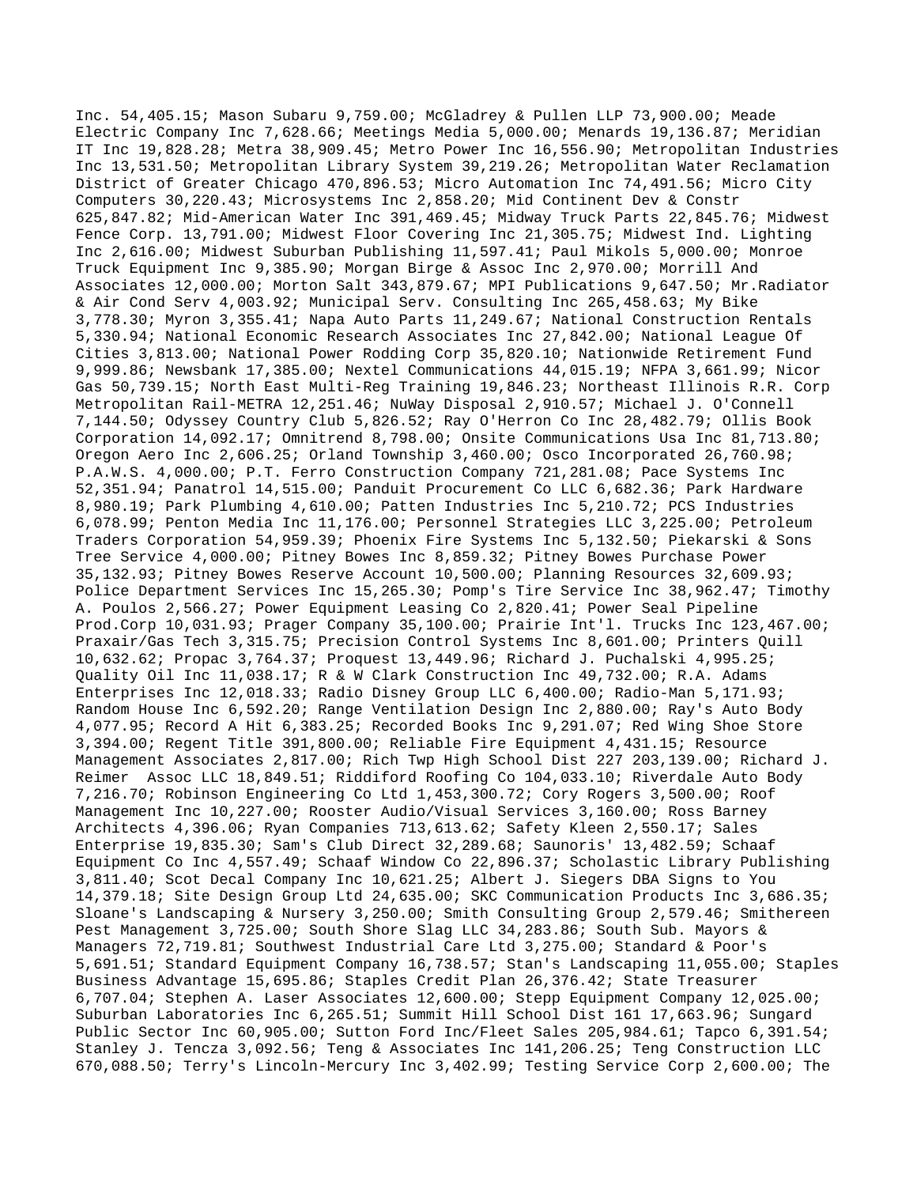Inc. 54,405.15; Mason Subaru 9,759.00; McGladrey & Pullen LLP 73,900.00; Meade Electric Company Inc 7,628.66; Meetings Media 5,000.00; Menards 19,136.87; Meridian IT Inc 19,828.28; Metra 38,909.45; Metro Power Inc 16,556.90; Metropolitan Industries Inc 13,531.50; Metropolitan Library System 39,219.26; Metropolitan Water Reclamation District of Greater Chicago 470,896.53; Micro Automation Inc 74,491.56; Micro City Computers 30,220.43; Microsystems Inc 2,858.20; Mid Continent Dev & Constr 625,847.82; Mid-American Water Inc 391,469.45; Midway Truck Parts 22,845.76; Midwest Fence Corp. 13,791.00; Midwest Floor Covering Inc 21,305.75; Midwest Ind. Lighting Inc 2,616.00; Midwest Suburban Publishing 11,597.41; Paul Mikols 5,000.00; Monroe Truck Equipment Inc 9,385.90; Morgan Birge & Assoc Inc 2,970.00; Morrill And Associates 12,000.00; Morton Salt 343,879.67; MPI Publications 9,647.50; Mr.Radiator & Air Cond Serv 4,003.92; Municipal Serv. Consulting Inc 265,458.63; My Bike 3,778.30; Myron 3,355.41; Napa Auto Parts 11,249.67; National Construction Rentals 5,330.94; National Economic Research Associates Inc 27,842.00; National League Of Cities 3,813.00; National Power Rodding Corp 35,820.10; Nationwide Retirement Fund 9,999.86; Newsbank 17,385.00; Nextel Communications 44,015.19; NFPA 3,661.99; Nicor Gas 50,739.15; North East Multi-Reg Training 19,846.23; Northeast Illinois R.R. Corp Metropolitan Rail-METRA 12,251.46; NuWay Disposal 2,910.57; Michael J. O'Connell 7,144.50; Odyssey Country Club 5,826.52; Ray O'Herron Co Inc 28,482.79; Ollis Book Corporation 14,092.17; Omnitrend 8,798.00; Onsite Communications Usa Inc 81,713.80; Oregon Aero Inc 2,606.25; Orland Township 3,460.00; Osco Incorporated 26,760.98; P.A.W.S. 4,000.00; P.T. Ferro Construction Company 721,281.08; Pace Systems Inc 52,351.94; Panatrol 14,515.00; Panduit Procurement Co LLC 6,682.36; Park Hardware 8,980.19; Park Plumbing 4,610.00; Patten Industries Inc 5,210.72; PCS Industries 6,078.99; Penton Media Inc 11,176.00; Personnel Strategies LLC 3,225.00; Petroleum Traders Corporation 54,959.39; Phoenix Fire Systems Inc 5,132.50; Piekarski & Sons Tree Service 4,000.00; Pitney Bowes Inc 8,859.32; Pitney Bowes Purchase Power 35,132.93; Pitney Bowes Reserve Account 10,500.00; Planning Resources 32,609.93; Police Department Services Inc 15,265.30; Pomp's Tire Service Inc 38,962.47; Timothy A. Poulos 2,566.27; Power Equipment Leasing Co 2,820.41; Power Seal Pipeline Prod.Corp 10,031.93; Prager Company 35,100.00; Prairie Int'l. Trucks Inc 123,467.00; Praxair/Gas Tech 3,315.75; Precision Control Systems Inc 8,601.00; Printers Quill 10,632.62; Propac 3,764.37; Proquest 13,449.96; Richard J. Puchalski 4,995.25; Quality Oil Inc 11,038.17; R & W Clark Construction Inc 49,732.00; R.A. Adams Enterprises Inc 12,018.33; Radio Disney Group LLC 6,400.00; Radio-Man 5,171.93; Random House Inc 6,592.20; Range Ventilation Design Inc 2,880.00; Ray's Auto Body 4,077.95; Record A Hit 6,383.25; Recorded Books Inc 9,291.07; Red Wing Shoe Store 3,394.00; Regent Title 391,800.00; Reliable Fire Equipment 4,431.15; Resource Management Associates 2,817.00; Rich Twp High School Dist 227 203,139.00; Richard J. Reimer Assoc LLC 18,849.51; Riddiford Roofing Co 104,033.10; Riverdale Auto Body 7,216.70; Robinson Engineering Co Ltd 1,453,300.72; Cory Rogers 3,500.00; Roof Management Inc 10,227.00; Rooster Audio/Visual Services 3,160.00; Ross Barney Architects 4,396.06; Ryan Companies 713,613.62; Safety Kleen 2,550.17; Sales Enterprise 19,835.30; Sam's Club Direct 32,289.68; Saunoris' 13,482.59; Schaaf Equipment Co Inc 4,557.49; Schaaf Window Co 22,896.37; Scholastic Library Publishing 3,811.40; Scot Decal Company Inc 10,621.25; Albert J. Siegers DBA Signs to You 14,379.18; Site Design Group Ltd 24,635.00; SKC Communication Products Inc 3,686.35; Sloane's Landscaping & Nursery 3,250.00; Smith Consulting Group 2,579.46; Smithereen Pest Management 3,725.00; South Shore Slag LLC 34,283.86; South Sub. Mayors & Managers 72,719.81; Southwest Industrial Care Ltd 3,275.00; Standard & Poor's 5,691.51; Standard Equipment Company 16,738.57; Stan's Landscaping 11,055.00; Staples Business Advantage 15,695.86; Staples Credit Plan 26,376.42; State Treasurer 6,707.04; Stephen A. Laser Associates 12,600.00; Stepp Equipment Company 12,025.00; Suburban Laboratories Inc 6,265.51; Summit Hill School Dist 161 17,663.96; Sungard Public Sector Inc 60,905.00; Sutton Ford Inc/Fleet Sales 205,984.61; Tapco 6,391.54; Stanley J. Tencza 3,092.56; Teng & Associates Inc 141,206.25; Teng Construction LLC 670,088.50; Terry's Lincoln-Mercury Inc 3,402.99; Testing Service Corp 2,600.00; The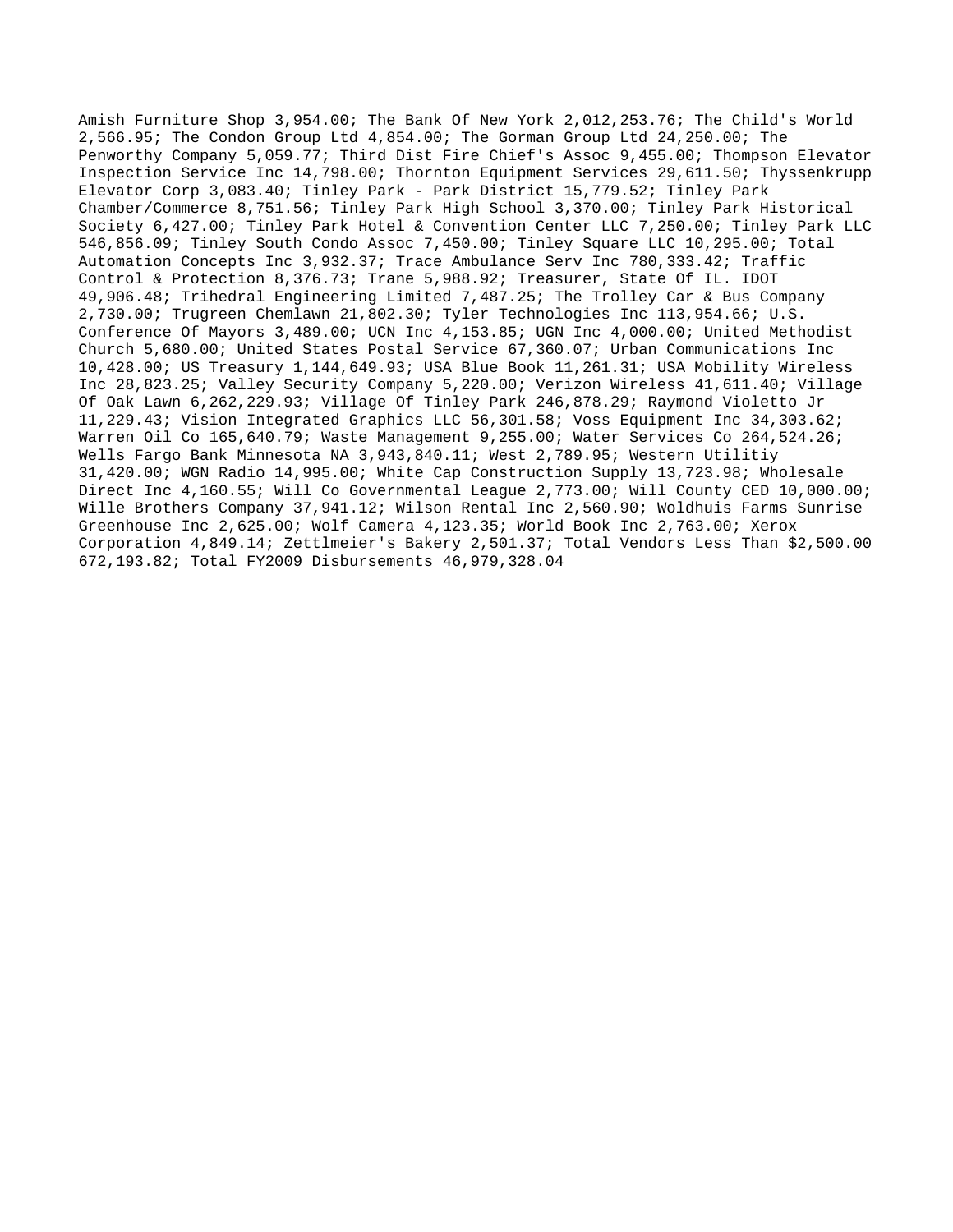Amish Furniture Shop 3,954.00; The Bank Of New York 2,012,253.76; The Child's World 2,566.95; The Condon Group Ltd 4,854.00; The Gorman Group Ltd 24,250.00; The Penworthy Company 5,059.77; Third Dist Fire Chief's Assoc 9,455.00; Thompson Elevator Inspection Service Inc 14,798.00; Thornton Equipment Services 29,611.50; Thyssenkrupp Elevator Corp 3,083.40; Tinley Park - Park District 15,779.52; Tinley Park Chamber/Commerce 8,751.56; Tinley Park High School 3,370.00; Tinley Park Historical Society 6,427.00; Tinley Park Hotel & Convention Center LLC 7,250.00; Tinley Park LLC 546,856.09; Tinley South Condo Assoc 7,450.00; Tinley Square LLC 10,295.00; Total Automation Concepts Inc 3,932.37; Trace Ambulance Serv Inc 780,333.42; Traffic Control & Protection 8,376.73; Trane 5,988.92; Treasurer, State Of IL. IDOT 49,906.48; Trihedral Engineering Limited 7,487.25; The Trolley Car & Bus Company 2,730.00; Trugreen Chemlawn 21,802.30; Tyler Technologies Inc 113,954.66; U.S. Conference Of Mayors 3,489.00; UCN Inc 4,153.85; UGN Inc 4,000.00; United Methodist Church 5,680.00; United States Postal Service 67,360.07; Urban Communications Inc 10,428.00; US Treasury 1,144,649.93; USA Blue Book 11,261.31; USA Mobility Wireless Inc 28,823.25; Valley Security Company 5,220.00; Verizon Wireless 41,611.40; Village Of Oak Lawn 6,262,229.93; Village Of Tinley Park 246,878.29; Raymond Violetto Jr 11,229.43; Vision Integrated Graphics LLC 56,301.58; Voss Equipment Inc 34,303.62; Warren Oil Co 165,640.79; Waste Management 9,255.00; Water Services Co 264,524.26; Wells Fargo Bank Minnesota NA 3,943,840.11; West 2,789.95; Western Utilitiy 31,420.00; WGN Radio 14,995.00; White Cap Construction Supply 13,723.98; Wholesale Direct Inc 4,160.55; Will Co Governmental League 2,773.00; Will County CED 10,000.00; Wille Brothers Company 37,941.12; Wilson Rental Inc 2,560.90; Woldhuis Farms Sunrise Greenhouse Inc 2,625.00; Wolf Camera 4,123.35; World Book Inc 2,763.00; Xerox Corporation 4,849.14; Zettlmeier's Bakery 2,501.37; Total Vendors Less Than $2,500.00 672,193.82; Total FY2009 Disbursements 46,979,328.04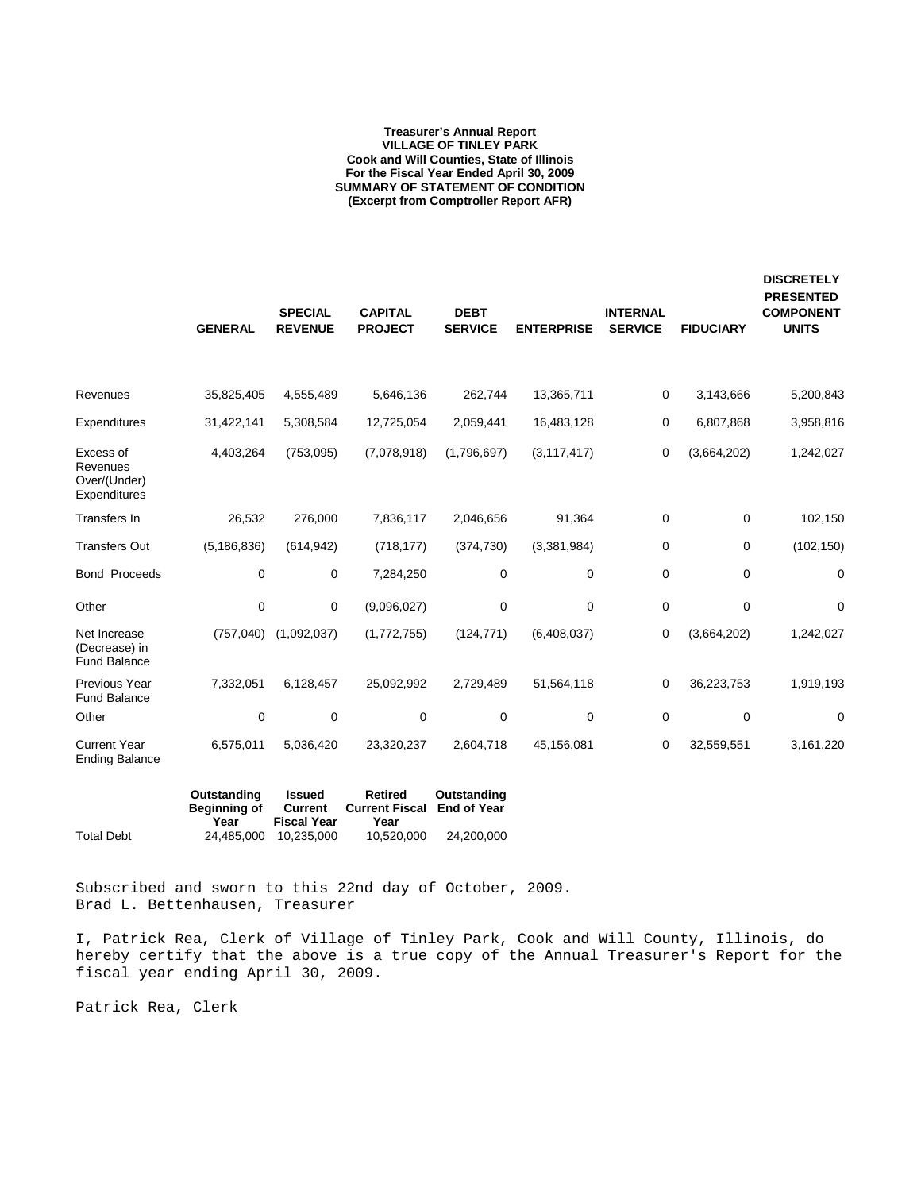**Treasurer's Annual Report**
**VILLAGE OF TINLEY PARK**
**Cook and Will Counties, State of Illinois**
**For the Fiscal Year Ended April 30, 2009**
**SUMMARY OF STATEMENT OF CONDITION**
**(Excerpt from Comptroller Report AFR)**

| | GENERAL | SPECIAL REVENUE | CAPITAL PROJECT | DEBT SERVICE | ENTERPRISE | INTERNAL SERVICE | FIDUCIARY | DISCRETELY PRESENTED COMPONENT UNITS |
|---|---|---|---|---|---|---|---|---|
| Revenues | 35,825,405 | 4,555,489 | 5,646,136 | 262,744 | 13,365,711 | 0 | 3,143,666 | 5,200,843 |
| Expenditures | 31,422,141 | 5,308,584 | 12,725,054 | 2,059,441 | 16,483,128 | 0 | 6,807,868 | 3,958,816 |
| Excess of Revenues Over/(Under) Expenditures | 4,403,264 | (753,095) | (7,078,918) | (1,796,697) | (3,117,417) | 0 | (3,664,202) | 1,242,027 |
| Transfers In | 26,532 | 276,000 | 7,836,117 | 2,046,656 | 91,364 | 0 | 0 | 102,150 |
| Transfers Out | (5,186,836) | (614,942) | (718,177) | (374,730) | (3,381,984) | 0 | 0 | (102,150) |
| Bond Proceeds | 0 | 0 | 7,284,250 | 0 | 0 | 0 | 0 | 0 |
| Other | 0 | 0 | (9,096,027) | 0 | 0 | 0 | 0 | 0 |
| Net Increase (Decrease) in Fund Balance | (757,040) | (1,092,037) | (1,772,755) | (124,771) | (6,408,037) | 0 | (3,664,202) | 1,242,027 |
| Previous Year Fund Balance | 7,332,051 | 6,128,457 | 25,092,992 | 2,729,489 | 51,564,118 | 0 | 36,223,753 | 1,919,193 |
| Other | 0 | 0 | 0 | 0 | 0 | 0 | 0 | 0 |
| Current Year Ending Balance | 6,575,011 | 5,036,420 | 23,320,237 | 2,604,718 | 45,156,081 | 0 | 32,559,551 | 3,161,220 |

| | Outstanding Beginning of Year | Issued Current Fiscal Year | Retired Current Fiscal Year | Outstanding End of Year |
|---|---|---|---|---|
| Total Debt | 24,485,000 | 10,235,000 | 10,520,000 | 24,200,000 |

Subscribed and sworn to this 22nd day of October, 2009.
Brad L. Bettenhausen, Treasurer

I, Patrick Rea, Clerk of Village of Tinley Park, Cook and Will County, Illinois, do hereby certify that the above is a true copy of the Annual Treasurer's Report for the fiscal year ending April 30, 2009.

Patrick Rea, Clerk